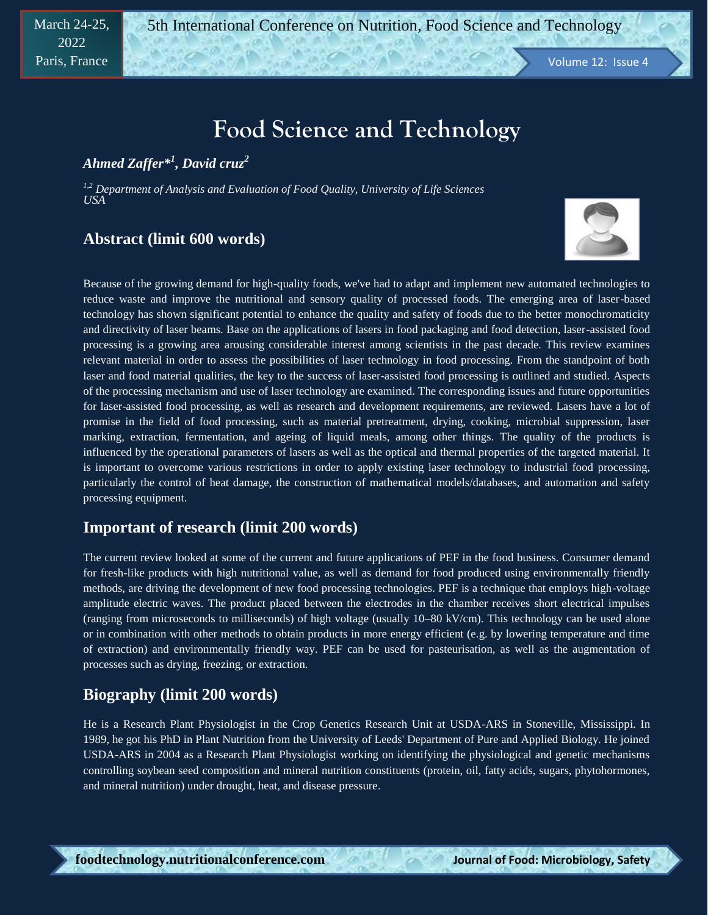# Food Science and Technology

***Ahmed Zaffer*[1], David cruz[2]***

*[1,2] Department of Analysis and Evaluation of Food Quality, University of Life Sciences USA*

## Abstract (limit 600 words)

Because of the growing demand for high-quality foods, we've had to adapt and implement new automated technologies to reduce waste and improve the nutritional and sensory quality of processed foods. The emerging area of laser-based technology has shown significant potential to enhance the quality and safety of foods due to the better monochromaticity and directivity of laser beams. Base on the applications of lasers in food packaging and food detection, laser-assisted food processing is a growing area arousing considerable interest among scientists in the past decade. This review examines relevant material in order to assess the possibilities of laser technology in food processing. From the standpoint of both laser and food material qualities, the key to the success of laser-assisted food processing is outlined and studied. Aspects of the processing mechanism and use of laser technology are examined. The corresponding issues and future opportunities for laser-assisted food processing, as well as research and development requirements, are reviewed. Lasers have a lot of promise in the field of food processing, such as material pretreatment, drying, cooking, microbial suppression, laser marking, extraction, fermentation, and ageing of liquid meals, among other things. The quality of the products is influenced by the operational parameters of lasers as well as the optical and thermal properties of the targeted material. It is important to overcome various restrictions in order to apply existing laser technology to industrial food processing, particularly the control of heat damage, the construction of mathematical models/databases, and automation and safety processing equipment.

## Important of research (limit 200 words)

The current review looked at some of the current and future applications of PEF in the food business. Consumer demand for fresh-like products with high nutritional value, as well as demand for food produced using environmentally friendly methods, are driving the development of new food processing technologies. PEF is a technique that employs high-voltage amplitude electric waves. The product placed between the electrodes in the chamber receives short electrical impulses (ranging from microseconds to milliseconds) of high voltage (usually 10–80 kV/cm). This technology can be used alone or in combination with other methods to obtain products in more energy efficient (e.g. by lowering temperature and time of extraction) and environmentally friendly way. PEF can be used for pasteurisation, as well as the augmentation of processes such as drying, freezing, or extraction.

## Biography (limit 200 words)

He is a Research Plant Physiologist in the Crop Genetics Research Unit at USDA-ARS in Stoneville, Mississippi. In 1989, he got his PhD in Plant Nutrition from the University of Leeds' Department of Pure and Applied Biology. He joined USDA-ARS in 2004 as a Research Plant Physiologist working on identifying the physiological and genetic mechanisms controlling soybean seed composition and mineral nutrition constituents (protein, oil, fatty acids, sugars, phytohormones, and mineral nutrition) under drought, heat, and disease pressure.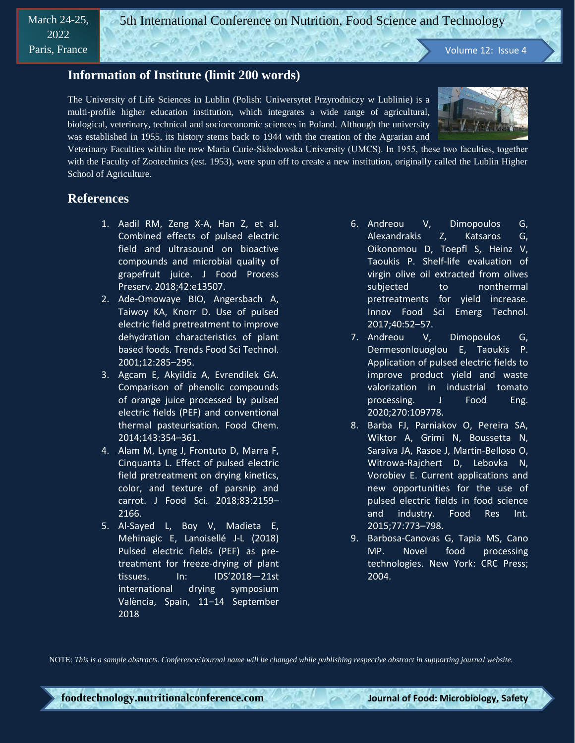## Information of Institute (limit 200 words)

The University of Life Sciences in Lublin (Polish: Uniwersytet Przyrodniczy w Lublinie) is a multi-profile higher education institution, which integrates a wide range of agricultural, biological, veterinary, technical and socioeconomic sciences in Poland. Although the university was established in 1955, its history stems back to 1944 with the creation of the Agrarian and Veterinary Faculties within the new Maria Curie-Skłodowska University (UMCS). In 1955, these two faculties, together with the Faculty of Zootechnics (est. 1953), were spun off to create a new institution, originally called the Lublin Higher School of Agriculture.

## References

1. Aadil RM, Zeng X-A, Han Z, et al. Combined effects of pulsed electric field and ultrasound on bioactive compounds and microbial quality of grapefruit juice. J Food Process Preserv. 2018;42:e13507.
2. Ade-Omowaye BIO, Angersbach A, Taiwoy KA, Knorr D. Use of pulsed electric field pretreatment to improve dehydration characteristics of plant based foods. Trends Food Sci Technol. 2001;12:285–295.
3. Agcam E, Akyildiz A, Evrendilek GA. Comparison of phenolic compounds of orange juice processed by pulsed electric fields (PEF) and conventional thermal pasteurisation. Food Chem. 2014;143:354–361.
4. Alam M, Lyng J, Frontuto D, Marra F, Cinquanta L. Effect of pulsed electric field pretreatment on drying kinetics, color, and texture of parsnip and carrot. J Food Sci. 2018;83:2159–2166.
5. Al-Sayed L, Boy V, Madieta E, Mehinagic E, Lanoisellé J-L (2018) Pulsed electric fields (PEF) as pre-treatment for freeze-drying of plant tissues. In: IDS'2018—21st international drying symposium València, Spain, 11–14 September 2018
6. Andreou V, Dimopoulos G, Alexandrakis Z, Katsaros G, Oikonomou D, Toepfl S, Heinz V, Taoukis P. Shelf-life evaluation of virgin olive oil extracted from olives subjected to nonthermal pretreatments for yield increase. Innov Food Sci Emerg Technol. 2017;40:52–57.
7. Andreou V, Dimopoulos G, Dermesonlouoglou E, Taoukis P. Application of pulsed electric fields to improve product yield and waste valorization in industrial tomato processing. J Food Eng. 2020;270:109778.
8. Barba FJ, Parniakov O, Pereira SA, Wiktor A, Grimi N, Boussetta N, Saraiva JA, Rasoe J, Martin-Belloso O, Witrowa-Rajchert D, Lebovka N, Vorobiev E. Current applications and new opportunities for the use of pulsed electric fields in food science and industry. Food Res Int. 2015;77:773–798.
9. Barbosa-Canovas G, Tapia MS, Cano MP. Novel food processing technologies. New York: CRC Press; 2004.

NOTE: *This is a sample abstracts. Conference/Journal name will be changed while publishing respective abstract in supporting journal website.*